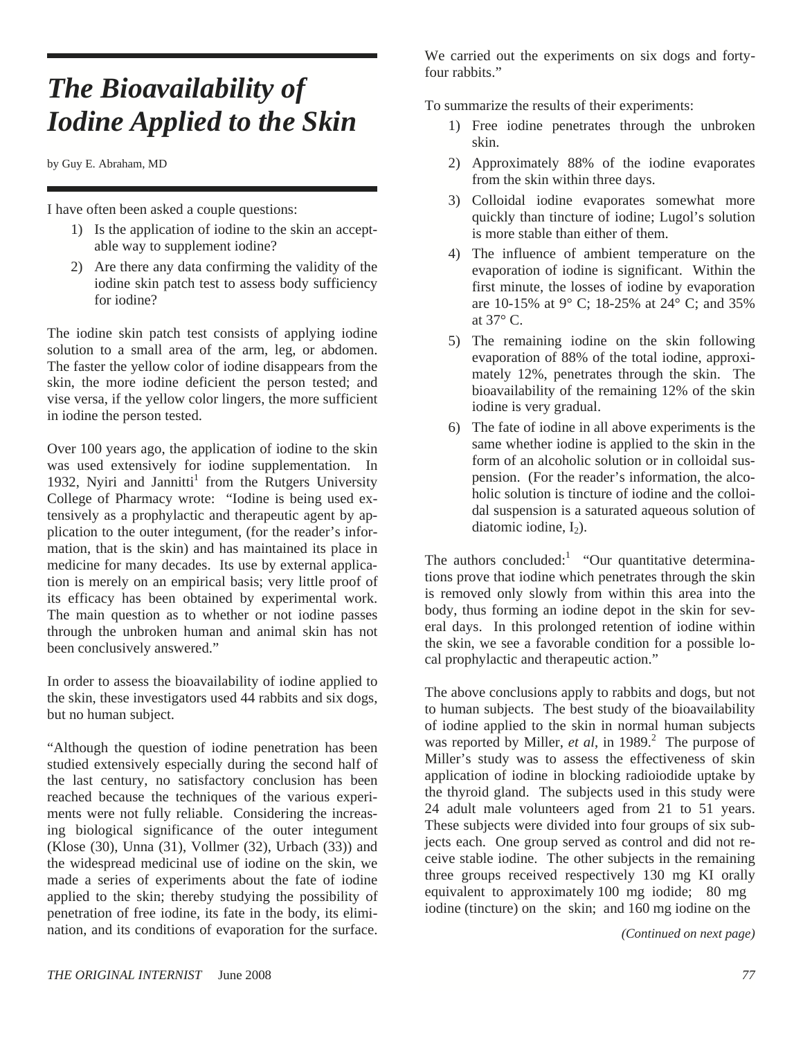# *The Bioavailability of Iodine Applied to the Skin*

by Guy E. Abraham, MD

I have often been asked a couple questions:

1) Is the application of iodine to the skin an acceptable way to supplement iodine?
2) Are there any data confirming the validity of the iodine skin patch test to assess body sufficiency for iodine?

The iodine skin patch test consists of applying iodine solution to a small area of the arm, leg, or abdomen. The faster the yellow color of iodine disappears from the skin, the more iodine deficient the person tested; and vise versa, if the yellow color lingers, the more sufficient in iodine the person tested.

Over 100 years ago, the application of iodine to the skin was used extensively for iodine supplementation. In 1932, Nyiri and Jannitti[1] from the Rutgers University College of Pharmacy wrote: "Iodine is being used extensively as a prophylactic and therapeutic agent by application to the outer integument, (for the reader's information, that is the skin) and has maintained its place in medicine for many decades. Its use by external application is merely on an empirical basis; very little proof of its efficacy has been obtained by experimental work. The main question as to whether or not iodine passes through the unbroken human and animal skin has not been conclusively answered."

In order to assess the bioavailability of iodine applied to the skin, these investigators used 44 rabbits and six dogs, but no human subject.

"Although the question of iodine penetration has been studied extensively especially during the second half of the last century, no satisfactory conclusion has been reached because the techniques of the various experiments were not fully reliable. Considering the increasing biological significance of the outer integument (Klose (30), Unna (31), Vollmer (32), Urbach (33)) and the widespread medicinal use of iodine on the skin, we made a series of experiments about the fate of iodine applied to the skin; thereby studying the possibility of penetration of free iodine, its fate in the body, its elimination, and its conditions of evaporation for the surface. We carried out the experiments on six dogs and forty-four rabbits."

To summarize the results of their experiments:

1) Free iodine penetrates through the unbroken skin.
2) Approximately 88% of the iodine evaporates from the skin within three days.
3) Colloidal iodine evaporates somewhat more quickly than tincture of iodine; Lugol's solution is more stable than either of them.
4) The influence of ambient temperature on the evaporation of iodine is significant. Within the first minute, the losses of iodine by evaporation are 10-15% at 9° C; 18-25% at 24° C; and 35% at 37° C.
5) The remaining iodine on the skin following evaporation of 88% of the total iodine, approximately 12%, penetrates through the skin. The bioavailability of the remaining 12% of the skin iodine is very gradual.
6) The fate of iodine in all above experiments is the same whether iodine is applied to the skin in the form of an alcoholic solution or in colloidal suspension. (For the reader's information, the alcoholic solution is tincture of iodine and the colloidal suspension is a saturated aqueous solution of diatomic iodine, $I_2$).

The authors concluded:[1] "Our quantitative determinations prove that iodine which penetrates through the skin is removed only slowly from within this area into the body, thus forming an iodine depot in the skin for several days. In this prolonged retention of iodine within the skin, we see a favorable condition for a possible local prophylactic and therapeutic action."

The above conclusions apply to rabbits and dogs, but not to human subjects. The best study of the bioavailability of iodine applied to the skin in normal human subjects was reported by Miller, *et al*, in 1989.[2] The purpose of Miller's study was to assess the effectiveness of skin application of iodine in blocking radioiodide uptake by the thyroid gland. The subjects used in this study were 24 adult male volunteers aged from 21 to 51 years. These subjects were divided into four groups of six subjects each. One group served as control and did not receive stable iodine. The other subjects in the remaining three groups received respectively 130 mg KI orally equivalent to approximately 100 mg iodide; 80 mg iodine (tincture) on the skin; and 160 mg iodine on the

*(Continued on next page)*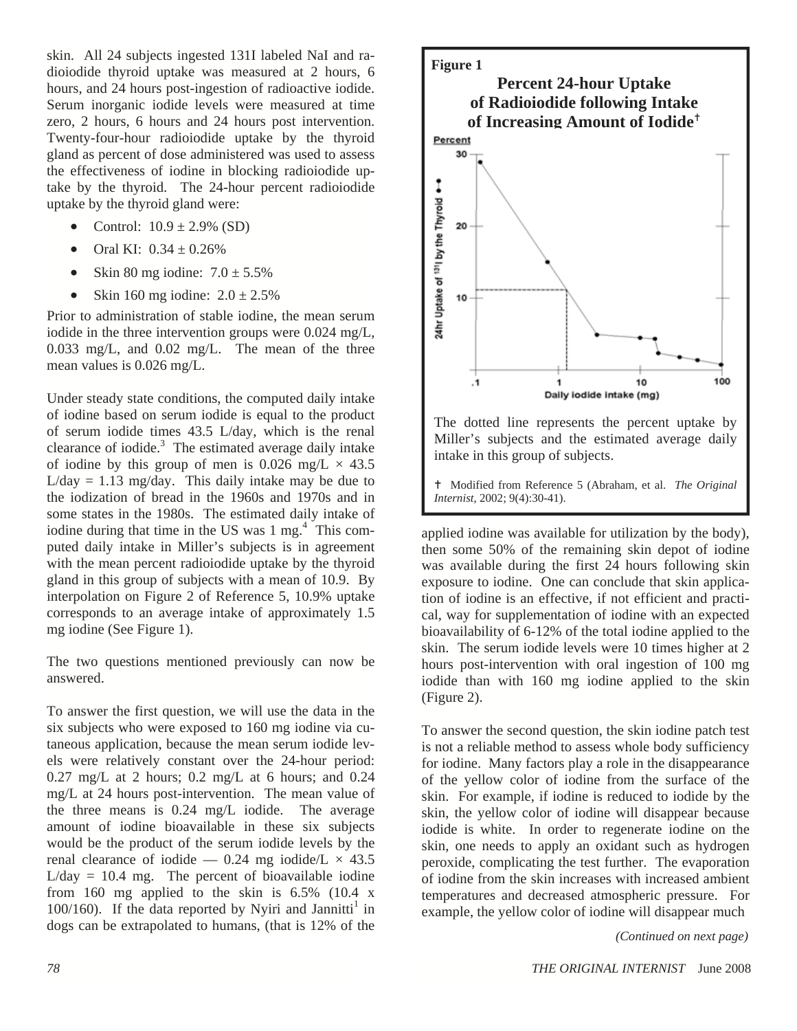skin. All 24 subjects ingested 131I labeled NaI and radioiodide thyroid uptake was measured at 2 hours, 6 hours, and 24 hours post-ingestion of radioactive iodide. Serum inorganic iodide levels were measured at time zero, 2 hours, 6 hours and 24 hours post intervention. Twenty-four-hour radioiodide uptake by the thyroid gland as percent of dose administered was used to assess the effectiveness of iodine in blocking radioiodide uptake by the thyroid. The 24-hour percent radioiodide uptake by the thyroid gland were:

- Control: $10.9 \pm 2.9\%$ (SD)
- Oral KI: $0.34 \pm 0.26\%$
- Skin 80 mg iodine: $7.0 \pm 5.5\%$
- Skin 160 mg iodine: $2.0 \pm 2.5\%$

Prior to administration of stable iodine, the mean serum iodide in the three intervention groups were 0.024 mg/L, 0.033 mg/L, and 0.02 mg/L. The mean of the three mean values is 0.026 mg/L.

Under steady state conditions, the computed daily intake of iodine based on serum iodide is equal to the product of serum iodide times 43.5 L/day, which is the renal clearance of iodide.[3] The estimated average daily intake of iodine by this group of men is $0.026 \text{ mg/L} \times 43.5 \text{ L/day} = 1.13 \text{ mg/day}$. This daily intake may be due to the iodization of bread in the 1960s and 1970s and in some states in the 1980s. The estimated daily intake of iodine during that time in the US was 1 mg.[4] This computed daily intake in Miller's subjects is in agreement with the mean percent radioiodide uptake by the thyroid gland in this group of subjects with a mean of 10.9. By interpolation on Figure 2 of Reference 5, 10.9% uptake corresponds to an average intake of approximately 1.5 mg iodine (See Figure 1).

**Figure 1**

**Percent 24-hour Uptake of Radioiodide following Intake of Increasing Amount of Iodide†**

The dotted line represents the percent uptake by Miller's subjects and the estimated average daily intake in this group of subjects.

† Modified from Reference 5 (Abraham, et al. *The Original Internist*, 2002; 9(4):30-41).

The two questions mentioned previously can now be answered.

To answer the first question, we will use the data in the six subjects who were exposed to 160 mg iodine via cutaneous application, because the mean serum iodide levels were relatively constant over the 24-hour period: 0.27 mg/L at 2 hours; 0.2 mg/L at 6 hours; and 0.24 mg/L at 24 hours post-intervention. The mean value of the three means is 0.24 mg/L iodide. The average amount of iodine bioavailable in these six subjects would be the product of the serum iodide levels by the renal clearance of iodide — $0.24 \text{ mg iodide/L} \times 43.5 \text{ L/day} = 10.4 \text{ mg}$. The percent of bioavailable iodine from 160 mg applied to the skin is 6.5% ($10.4 \times 100/160$). If the data reported by Nyiri and Jannitti[1] in dogs can be extrapolated to humans, (that is 12% of the applied iodine was available for utilization by the body), then some 50% of the remaining skin depot of iodine was available during the first 24 hours following skin exposure to iodine. One can conclude that skin application of iodine is an effective, if not efficient and practical, way for supplementation of iodine with an expected bioavailability of 6-12% of the total iodine applied to the skin. The serum iodide levels were 10 times higher at 2 hours post-intervention with oral ingestion of 100 mg iodide than with 160 mg iodine applied to the skin (Figure 2).

To answer the second question, the skin iodine patch test is not a reliable method to assess whole body sufficiency for iodine. Many factors play a role in the disappearance of the yellow color of iodine from the surface of the skin. For example, if iodine is reduced to iodide by the skin, the yellow color of iodine will disappear because iodide is white. In order to regenerate iodine on the skin, one needs to apply an oxidant such as hydrogen peroxide, complicating the test further. The evaporation of iodine from the skin increases with increased ambient temperatures and decreased atmospheric pressure. For example, the yellow color of iodine will disappear much

*(Continued on next page)*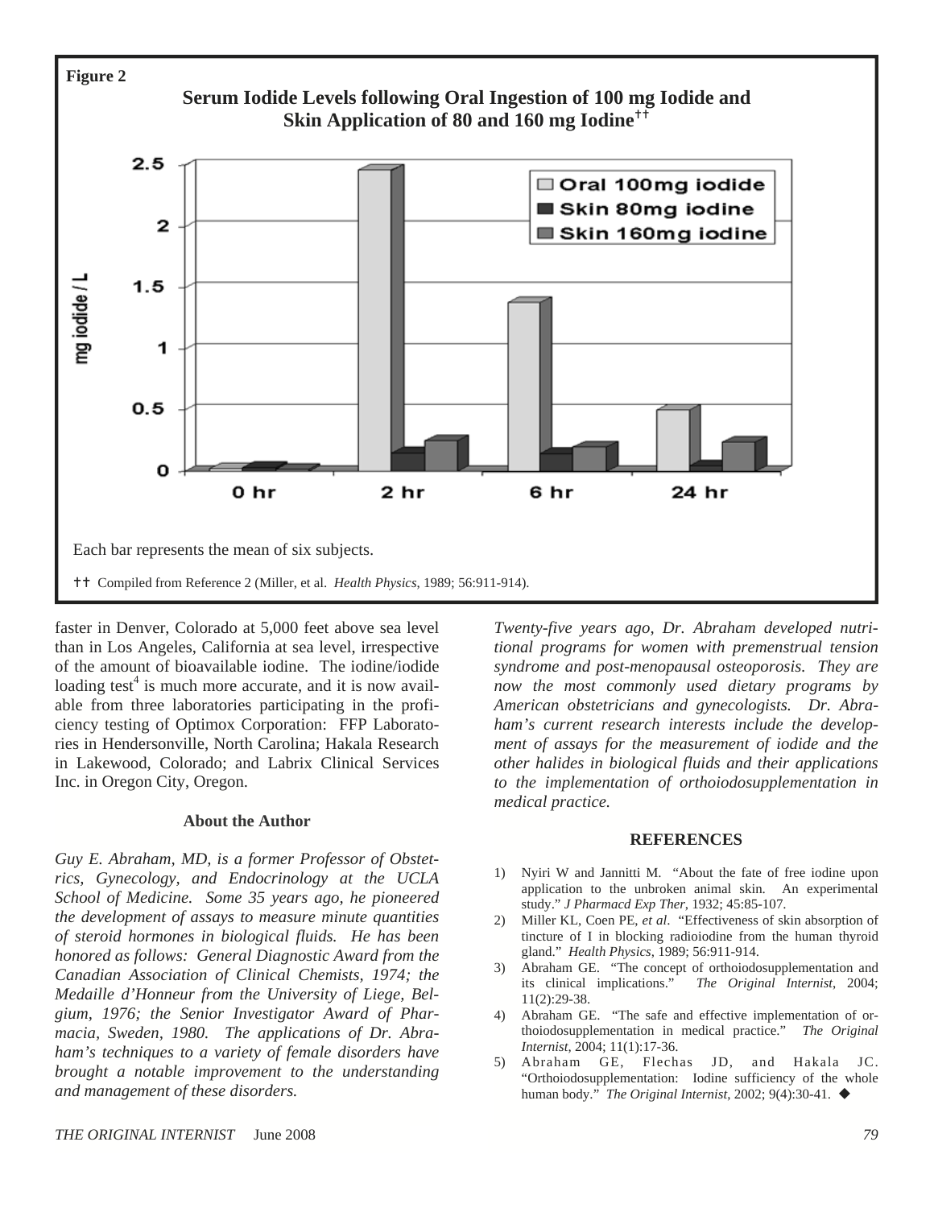**Figure 2**

**Serum Iodide Levels following Oral Ingestion of 100 mg Iodide and Skin Application of 80 and 160 mg Iodine††**

mg iodide / L

2.5
2
1.5
1
0.5
0

0 hr
2 hr
6 hr
24 hr

Oral 100mg iodide
Skin 80mg iodine
Skin 160mg iodine

Each bar represents the mean of six subjects.

†† Compiled from Reference 2 (Miller, et al. *Health Physics*, 1989; 56:911-914).

faster in Denver, Colorado at 5,000 feet above sea level than in Los Angeles, California at sea level, irrespective of the amount of bioavailable iodine. The iodine/iodide loading test[4] is much more accurate, and it is now available from three laboratories participating in the proficiency testing of Optimox Corporation: FFP Laboratories in Hendersonville, North Carolina; Hakala Research in Lakewood, Colorado; and Labrix Clinical Services Inc. in Oregon City, Oregon.

### About the Author

*Guy E. Abraham, MD, is a former Professor of Obstetrics, Gynecology, and Endocrinology at the UCLA School of Medicine. Some 35 years ago, he pioneered the development of assays to measure minute quantities of steroid hormones in biological fluids. He has been honored as follows: General Diagnostic Award from the Canadian Association of Clinical Chemists, 1974; the Medaille d'Honneur from the University of Liege, Belgium, 1976; the Senior Investigator Award of Pharmacia, Sweden, 1980. The applications of Dr. Abraham's techniques to a variety of female disorders have brought a notable improvement to the understanding and management of these disorders.*

*Twenty-five years ago, Dr. Abraham developed nutritional programs for women with premenstrual tension syndrome and post-menopausal osteoporosis. They are now the most commonly used dietary programs by American obstetricians and gynecologists. Dr. Abraham's current research interests include the development of assays for the measurement of iodide and the other halides in biological fluids and their applications to the implementation of orthoiodosupplementation in medical practice.*

### REFERENCES

1) Nyiri W and Jannitti M. "About the fate of free iodine upon application to the unbroken animal skin. An experimental study." *J Pharmacd Exp Ther*, 1932; 45:85-107.
2) Miller KL, Coen PE, *et al*. "Effectiveness of skin absorption of tincture of I in blocking radioiodine from the human thyroid gland." *Health Physics*, 1989; 56:911-914.
3) Abraham GE. "The concept of orthoiodosupplementation and its clinical implications." *The Original Internist*, 2004; 11(2):29-38.
4) Abraham GE. "The safe and effective implementation of orthoiodosupplementation in medical practice." *The Original Internist*, 2004; 11(1):17-36.
5) Abraham GE, Flechas JD, and Hakala JC. "Orthoiodosupplementation: Iodine sufficiency of the whole human body." *The Original Internist*, 2002; 9(4):30-41. ◆